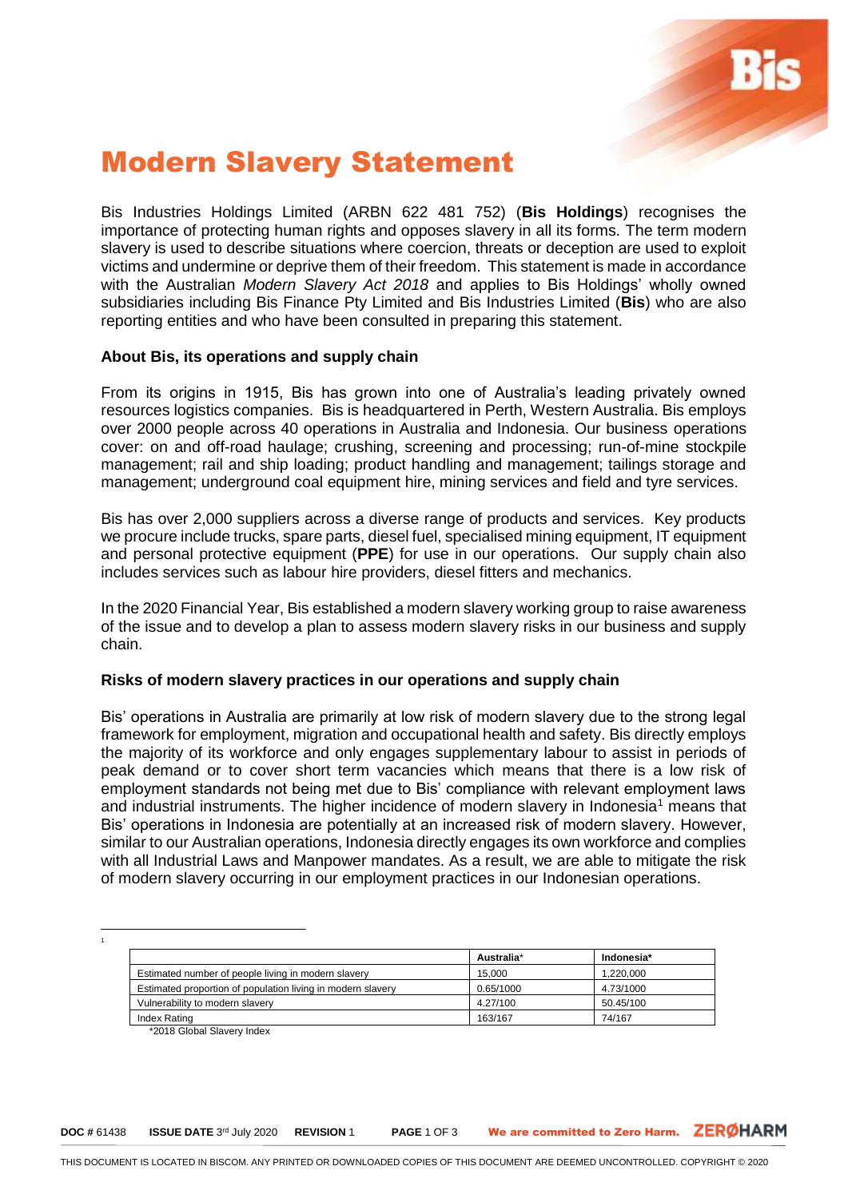# Modern Slavery Statement

Bis Industries Holdings Limited (ARBN 622 481 752) (**Bis Holdings**) recognises the importance of protecting human rights and opposes slavery in all its forms. The term modern slavery is used to describe situations where coercion, threats or deception are used to exploit victims and undermine or deprive them of their freedom. This statement is made in accordance with the Australian *Modern Slavery Act 2018* and applies to Bis Holdings' wholly owned subsidiaries including Bis Finance Pty Limited and Bis Industries Limited (**Bis**) who are also reporting entities and who have been consulted in preparing this statement.

### About Bis, its operations and supply chain

From its origins in 1915, Bis has grown into one of Australia's leading privately owned resources logistics companies. Bis is headquartered in Perth, Western Australia. Bis employs over 2000 people across 40 operations in Australia and Indonesia. Our business operations cover: on and off-road haulage; crushing, screening and processing; run-of-mine stockpile management; rail and ship loading; product handling and management; tailings storage and management; underground coal equipment hire, mining services and field and tyre services.

Bis has over 2,000 suppliers across a diverse range of products and services. Key products we procure include trucks, spare parts, diesel fuel, specialised mining equipment, IT equipment and personal protective equipment (**PPE**) for use in our operations. Our supply chain also includes services such as labour hire providers, diesel fitters and mechanics.

In the 2020 Financial Year, Bis established a modern slavery working group to raise awareness of the issue and to develop a plan to assess modern slavery risks in our business and supply chain.

### Risks of modern slavery practices in our operations and supply chain

Bis' operations in Australia are primarily at low risk of modern slavery due to the strong legal framework for employment, migration and occupational health and safety. Bis directly employs the majority of its workforce and only engages supplementary labour to assist in periods of peak demand or to cover short term vacancies which means that there is a low risk of employment standards not being met due to Bis' compliance with relevant employment laws and industrial instruments. The higher incidence of modern slavery in Indonesia[1] means that Bis' operations in Indonesia are potentially at an increased risk of modern slavery. However, similar to our Australian operations, Indonesia directly engages its own workforce and complies with all Industrial Laws and Manpower mandates. As a result, we are able to mitigate the risk of modern slavery occurring in our employment practices in our Indonesian operations.

[1]

| | Australia* | Indonesia* |
|---|---|---|
| Estimated number of people living in modern slavery | 15,000 | 1,220,000 |
| Estimated proportion of population living in modern slavery | 0.65/1000 | 4.73/1000 |
| Vulnerability to modern slavery | 4.27/100 | 50.45/100 |
| Index Rating | 163/167 | 74/167 |

*2018 Global Slavery Index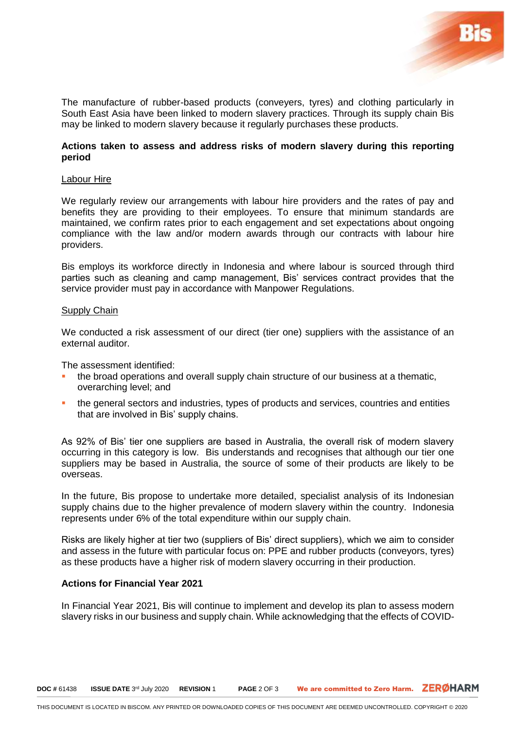The manufacture of rubber-based products (conveyers, tyres) and clothing particularly in South East Asia have been linked to modern slavery practices. Through its supply chain Bis may be linked to modern slavery because it regularly purchases these products.

**Actions taken to assess and address risks of modern slavery during this reporting period**

Labour Hire

We regularly review our arrangements with labour hire providers and the rates of pay and benefits they are providing to their employees. To ensure that minimum standards are maintained, we confirm rates prior to each engagement and set expectations about ongoing compliance with the law and/or modern awards through our contracts with labour hire providers.

Bis employs its workforce directly in Indonesia and where labour is sourced through third parties such as cleaning and camp management, Bis' services contract provides that the service provider must pay in accordance with Manpower Regulations.

Supply Chain

We conducted a risk assessment of our direct (tier one) suppliers with the assistance of an external auditor.

The assessment identified:

- the broad operations and overall supply chain structure of our business at a thematic, overarching level; and
- the general sectors and industries, types of products and services, countries and entities that are involved in Bis' supply chains.

As 92% of Bis' tier one suppliers are based in Australia, the overall risk of modern slavery occurring in this category is low. Bis understands and recognises that although our tier one suppliers may be based in Australia, the source of some of their products are likely to be overseas.

In the future, Bis propose to undertake more detailed, specialist analysis of its Indonesian supply chains due to the higher prevalence of modern slavery within the country. Indonesia represents under 6% of the total expenditure within our supply chain.

Risks are likely higher at tier two (suppliers of Bis' direct suppliers), which we aim to consider and assess in the future with particular focus on: PPE and rubber products (conveyors, tyres) as these products have a higher risk of modern slavery occurring in their production.

**Actions for Financial Year 2021**

In Financial Year 2021, Bis will continue to implement and develop its plan to assess modern slavery risks in our business and supply chain. While acknowledging that the effects of COVID-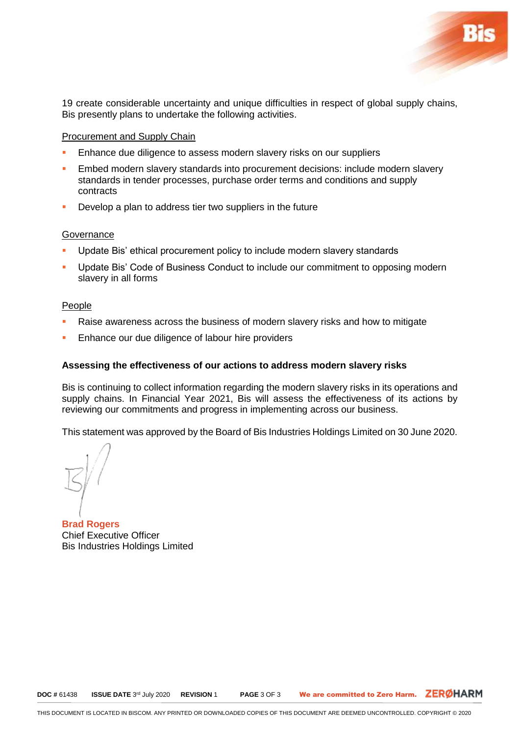19 create considerable uncertainty and unique difficulties in respect of global supply chains, Bis presently plans to undertake the following activities.

Procurement and Supply Chain

- Enhance due diligence to assess modern slavery risks on our suppliers
- Embed modern slavery standards into procurement decisions: include modern slavery standards in tender processes, purchase order terms and conditions and supply contracts
- Develop a plan to address tier two suppliers in the future

Governance

- Update Bis' ethical procurement policy to include modern slavery standards
- Update Bis' Code of Business Conduct to include our commitment to opposing modern slavery in all forms

People

- Raise awareness across the business of modern slavery risks and how to mitigate
- Enhance our due diligence of labour hire providers

**Assessing the effectiveness of our actions to address modern slavery risks**

Bis is continuing to collect information regarding the modern slavery risks in its operations and supply chains. In Financial Year 2021, Bis will assess the effectiveness of its actions by reviewing our commitments and progress in implementing across our business.

This statement was approved by the Board of Bis Industries Holdings Limited on 30 June 2020.

**Brad Rogers**
Chief Executive Officer
Bis Industries Holdings Limited